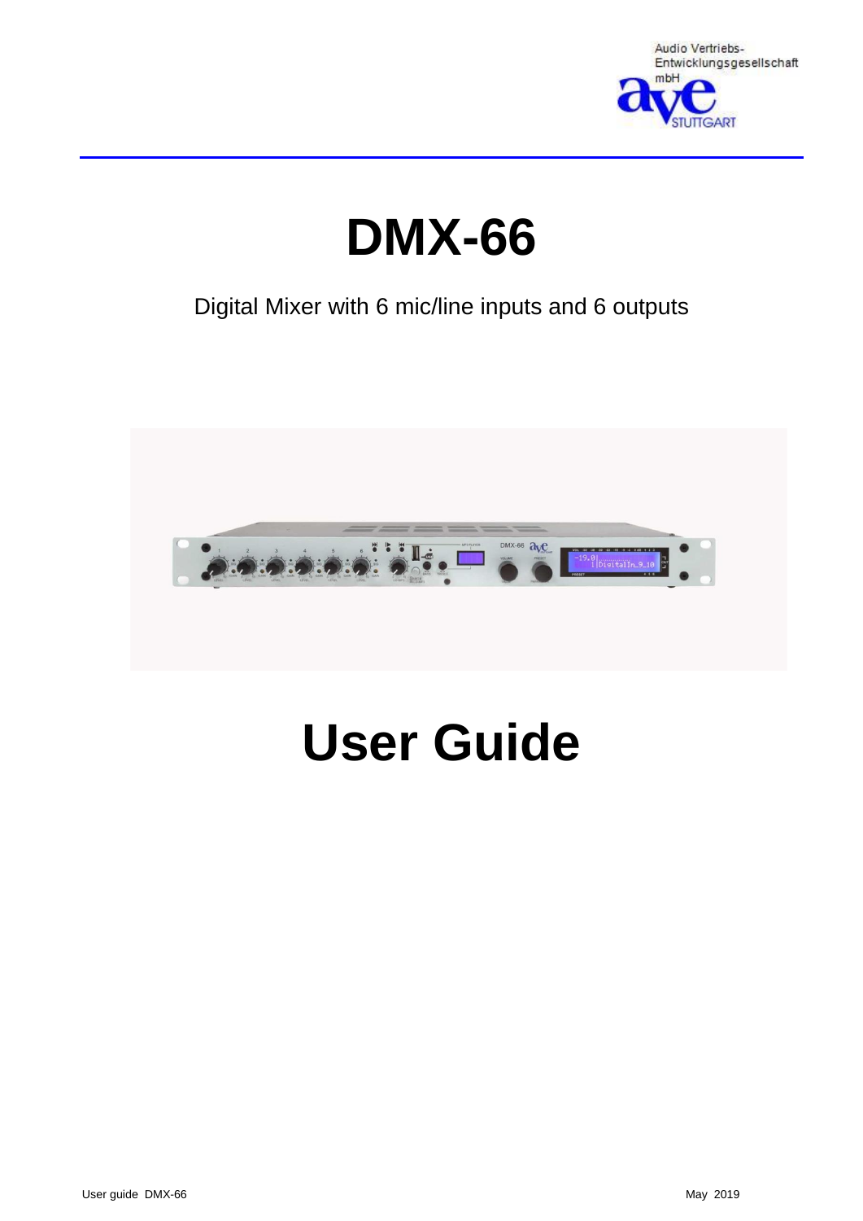Audio Vertriebs-
Entwicklungsgesellschaft
mbH

# DMX-66

Digital Mixer with 6 mic/line inputs and 6 outputs

# User Guide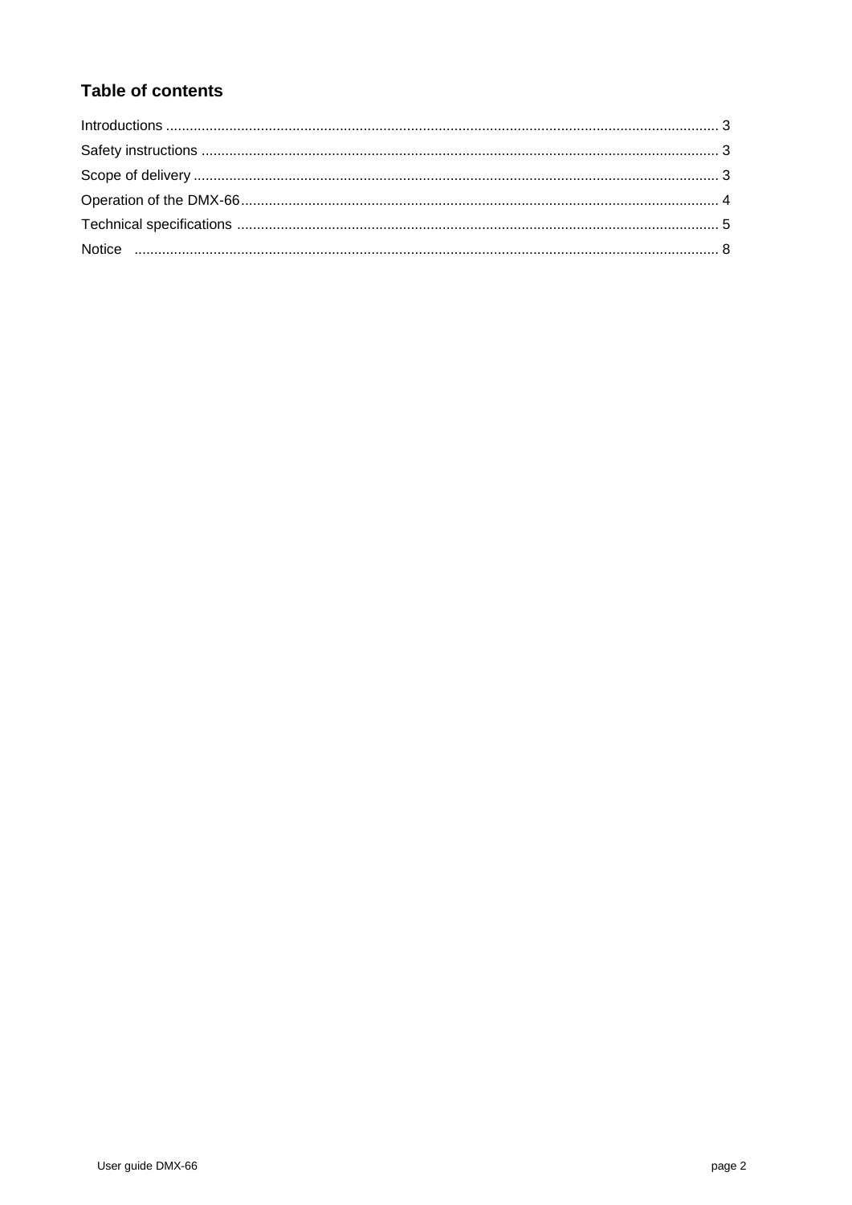## Table of contents

Introductions .......................................................................................................................................... 3

Safety instructions .................................................................................................................................. 3

Scope of delivery .................................................................................................................................... 3

Operation of the DMX-66 ........................................................................................................................ 4

Technical specifications .......................................................................................................................... 5

Notice ...................................................................................................................................................... 8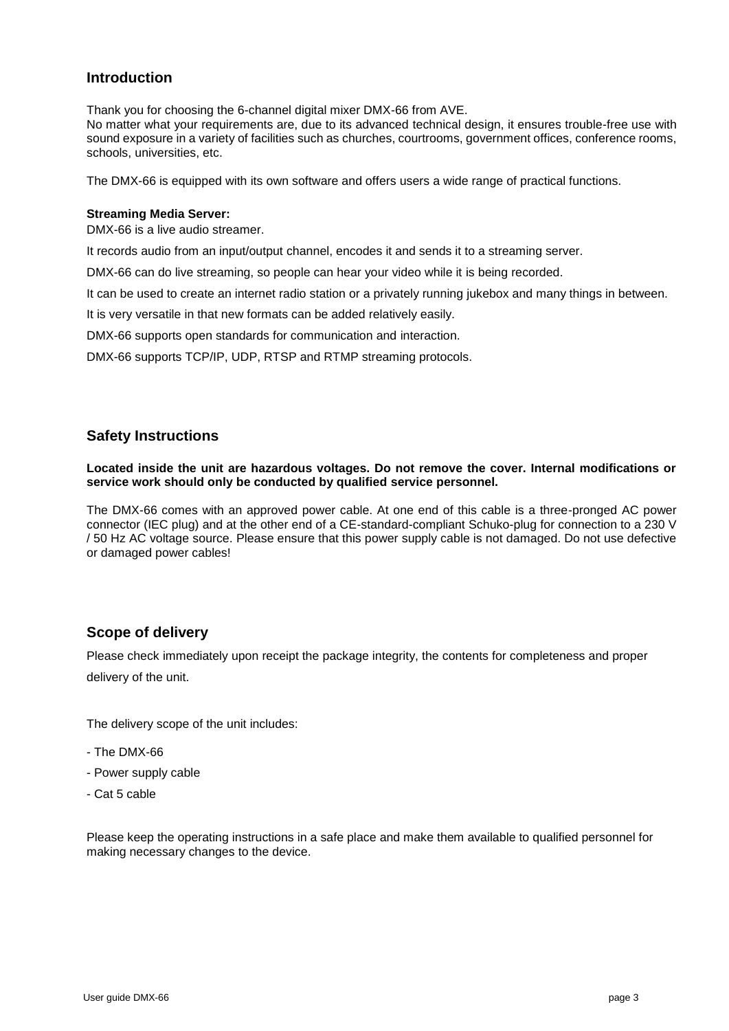## Introduction

Thank you for choosing the 6-channel digital mixer DMX-66 from AVE.
No matter what your requirements are, due to its advanced technical design, it ensures trouble-free use with sound exposure in a variety of facilities such as churches, courtrooms, government offices, conference rooms, schools, universities, etc.

The DMX-66 is equipped with its own software and offers users a wide range of practical functions.

**Streaming Media Server:**

DMX-66 is a live audio streamer.

It records audio from an input/output channel, encodes it and sends it to a streaming server.

DMX-66 can do live streaming, so people can hear your video while it is being recorded.

It can be used to create an internet radio station or a privately running jukebox and many things in between.

It is very versatile in that new formats can be added relatively easily.

DMX-66 supports open standards for communication and interaction.

DMX-66 supports TCP/IP, UDP, RTSP and RTMP streaming protocols.

## Safety Instructions

**Located inside the unit are hazardous voltages. Do not remove the cover. Internal modifications or service work should only be conducted by qualified service personnel.**

The DMX-66 comes with an approved power cable. At one end of this cable is a three-pronged AC power connector (IEC plug) and at the other end of a CE-standard-compliant Schuko-plug for connection to a 230 V / 50 Hz AC voltage source. Please ensure that this power supply cable is not damaged. Do not use defective or damaged power cables!

## Scope of delivery

Please check immediately upon receipt the package integrity, the contents for completeness and proper delivery of the unit.

The delivery scope of the unit includes:

- The DMX-66
- Power supply cable
- Cat 5 cable

Please keep the operating instructions in a safe place and make them available to qualified personnel for making necessary changes to the device.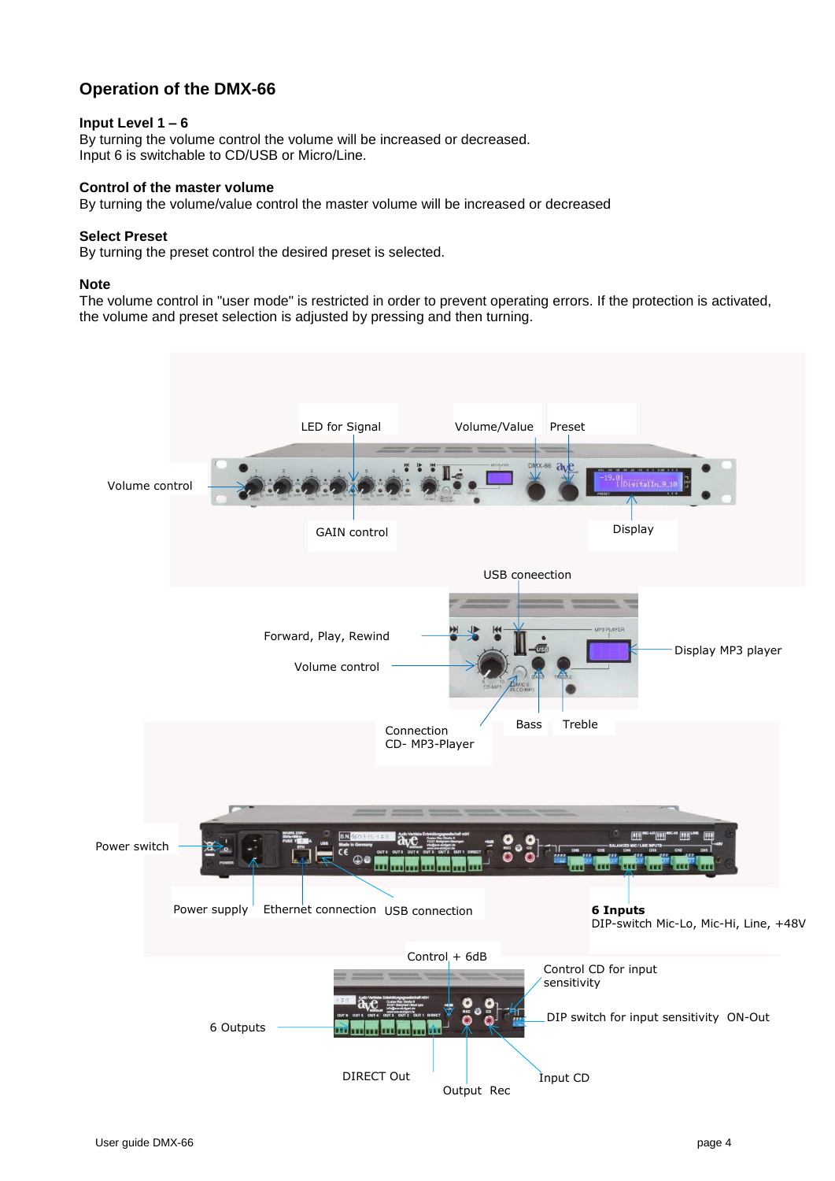## Operation of the DMX-66

**Input Level 1 – 6**
By turning the volume control the volume will be increased or decreased.
Input 6 is switchable to CD/USB or Micro/Line.

**Control of the master volume**
By turning the volume/value control the master volume will be increased or decreased

**Select Preset**
By turning the preset control the desired preset is selected.

**Note**
The volume control in "user mode" is restricted in order to prevent operating errors. If the protection is activated, the volume and preset selection is adjusted by pressing and then turning.

LED for Signal
Volume/Value
Preset
Volume control
GAIN control
Display

USB coneection
Forward, Play, Rewind
Volume control
Display MP3 player
Connection
CD- MP3-Player
Bass
Treble

Power switch
Power supply
Ethernet connection
USB connection
**6 Inputs**
DIP-switch Mic-Lo, Mic-Hi, Line, +48V

Control + 6dB
Control CD for input sensitivity
6 Outputs
DIP switch for input sensitivity ON-Out
DIRECT Out
Output Rec
Input CD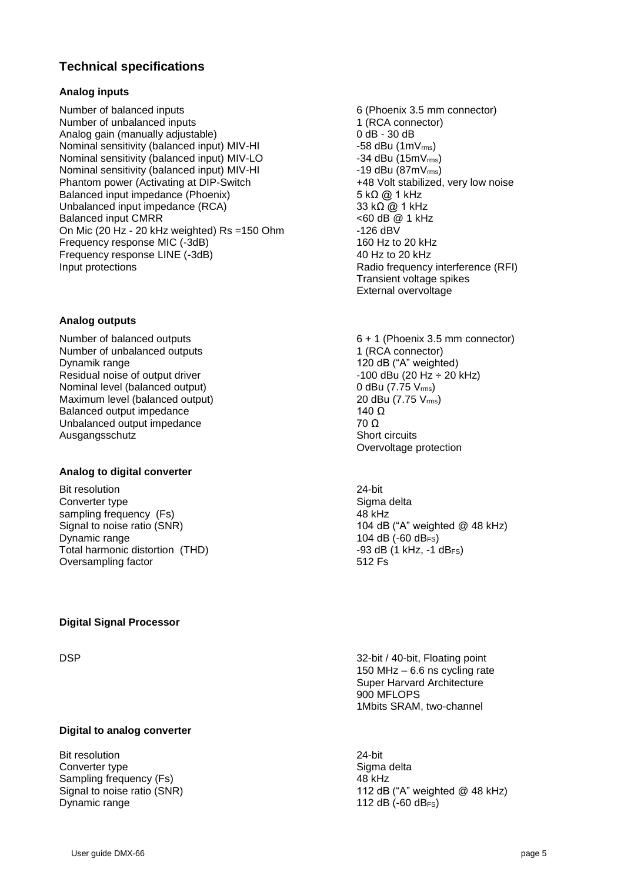## Technical specifications

### Analog inputs

| | |
|---|---|
| Number of balanced inputs | 6 (Phoenix 3.5 mm connector) |
| Number of unbalanced inputs | 1 (RCA connector) |
| Analog gain (manually adjustable) | 0 dB - 30 dB |
| Nominal sensitivity (balanced input) MIV-HI | -58 dBu (1mV$_{rms}$) |
| Nominal sensitivity (balanced input) MIV-LO | -34 dBu (15mV$_{rms}$) |
| Nominal sensitivity (balanced input) MIV-HI | -19 dBu (87mV$_{rms}$) |
| Phantom power (Activating at DIP-Switch | +48 Volt stabilized, very low noise |
| Balanced input impedance (Phoenix) | 5 kΩ @ 1 kHz |
| Unbalanced input impedance (RCA) | 33 kΩ @ 1 kHz |
| Balanced input CMRR | <60 dB @ 1 kHz |
| On Mic (20 Hz - 20 kHz weighted) Rs =150 Ohm | -126 dBV |
| Frequency response MIC (-3dB) | 160 Hz to 20 kHz |
| Frequency response LINE (-3dB) | 40 Hz to 20 kHz |
| Input protections | Radio frequency interference (RFI)<br>Transient voltage spikes<br>External overvoltage |

### Analog outputs

| | |
|---|---|
| Number of balanced outputs | 6 + 1 (Phoenix 3.5 mm connector) |
| Number of unbalanced outputs | 1 (RCA connector) |
| Dynamik range | 120 dB ("A" weighted) |
| Residual noise of output driver | -100 dBu (20 Hz ÷ 20 kHz) |
| Nominal level (balanced output) | 0 dBu (7.75 V$_{rms}$) |
| Maximum level (balanced output) | 20 dBu (7.75 V$_{rms}$) |
| Balanced output impedance | 140 Ω |
| Unbalanced output impedance | 70 Ω |
| Ausgangsschutz | Short circuits<br>Overvoltage protection |

### Analog to digital converter

| | |
|---|---|
| Bit resolution | 24-bit |
| Converter type | Sigma delta |
| sampling frequency (Fs) | 48 kHz |
| Signal to noise ratio (SNR) | 104 dB ("A" weighted @ 48 kHz) |
| Dynamic range | 104 dB (-60 dB$_{FS}$) |
| Total harmonic distortion (THD) | -93 dB (1 kHz, -1 dB$_{FS}$) |
| Oversampling factor | 512 Fs |

### Digital Signal Processor

| | |
|---|---|
| DSP | 32-bit / 40-bit, Floating point<br>150 MHz – 6.6 ns cycling rate<br>Super Harvard Architecture<br>900 MFLOPS<br>1Mbits SRAM, two-channel |

### Digital to analog converter

| | |
|---|---|
| Bit resolution | 24-bit |
| Converter type | Sigma delta |
| Sampling frequency (Fs) | 48 kHz |
| Signal to noise ratio (SNR) | 112 dB ("A" weighted @ 48 kHz) |
| Dynamic range | 112 dB (-60 dB$_{FS}$) |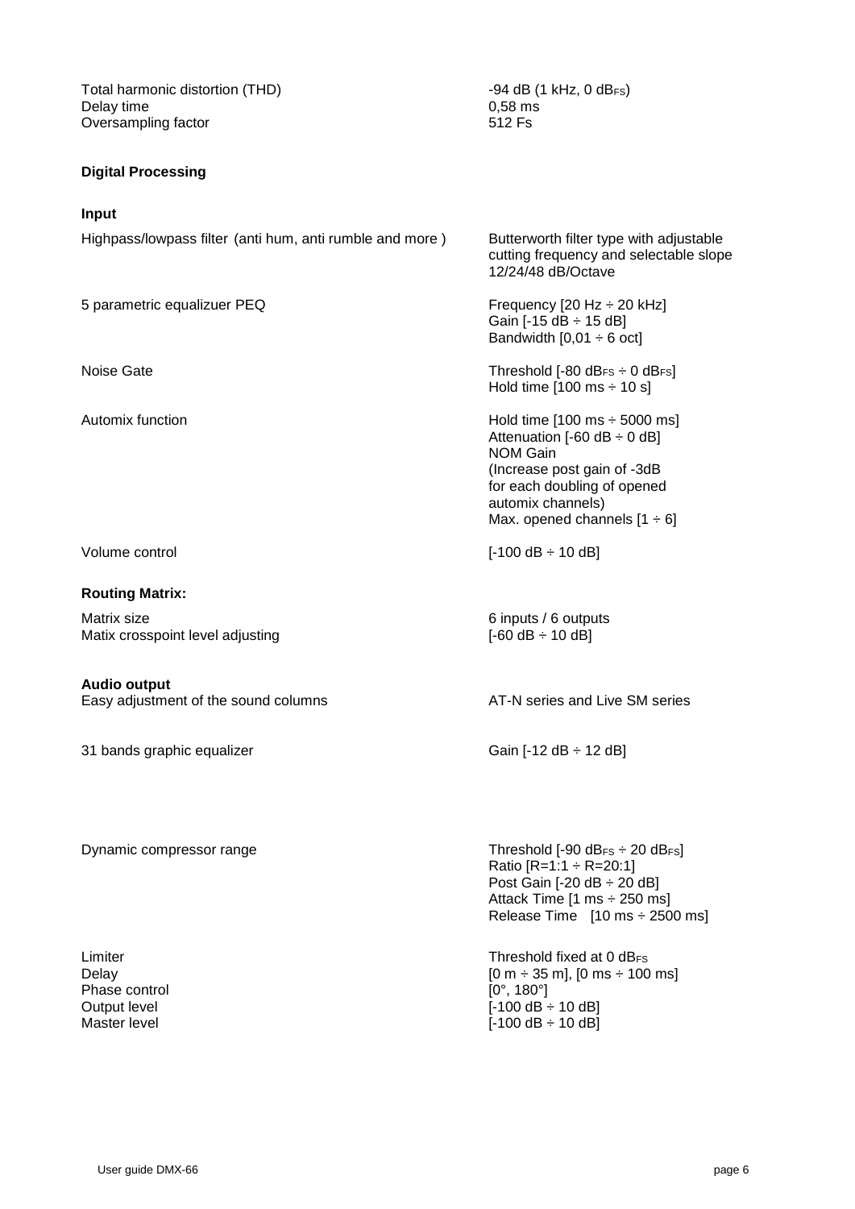| | |
|---|---|
| Total harmonic distortion (THD) | -94 dB (1 kHz, 0 $dB_{FS}$) |
| Delay time | 0,58 ms |
| Oversampling factor | 512 Fs |

**Digital Processing**

**Input**

| | |
|---|---|
| Highpass/lowpass filter (anti hum, anti rumble and more ) | Butterworth filter type with adjustable cutting frequency and selectable slope 12/24/48 dB/Octave |
| 5 parametric equalizuer PEQ | Frequency [20 Hz ÷ 20 kHz]<br>Gain [-15 dB ÷ 15 dB]<br>Bandwidth [0,01 ÷ 6 oct] |
| Noise Gate | Threshold [-80 $dB_{FS}$ ÷ 0 $dB_{FS}$]<br>Hold time [100 ms ÷ 10 s] |
| Automix function | Hold time [100 ms ÷ 5000 ms]<br>Attenuation [-60 dB ÷ 0 dB]<br>NOM Gain<br>(Increase post gain of -3dB for each doubling of opened automix channels)<br>Max. opened channels [1 ÷ 6] |
| Volume control | [-100 dB ÷ 10 dB] |

**Routing Matrix:**

| | |
|---|---|
| Matrix size | 6 inputs / 6 outputs |
| Matix crosspoint level adjusting | [-60 dB ÷ 10 dB] |

**Audio output**

| | |
|---|---|
| Easy adjustment of the sound columns | AT-N series and Live SM series |
| 31 bands graphic equalizer | Gain [-12 dB ÷ 12 dB] |
| Dynamic compressor range | Threshold [-90 $dB_{FS}$ ÷ 20 $dB_{FS}$]<br>Ratio [R=1:1 ÷ R=20:1]<br>Post Gain [-20 dB ÷ 20 dB]<br>Attack Time [1 ms ÷ 250 ms]<br>Release Time [10 ms ÷ 2500 ms] |
| Limiter | Threshold fixed at 0 $dB_{FS}$ |
| Delay | [0 m ÷ 35 m], [0 ms ÷ 100 ms] |
| Phase control | [0°, 180°] |
| Output level | [-100 dB ÷ 10 dB] |
| Master level | [-100 dB ÷ 10 dB] |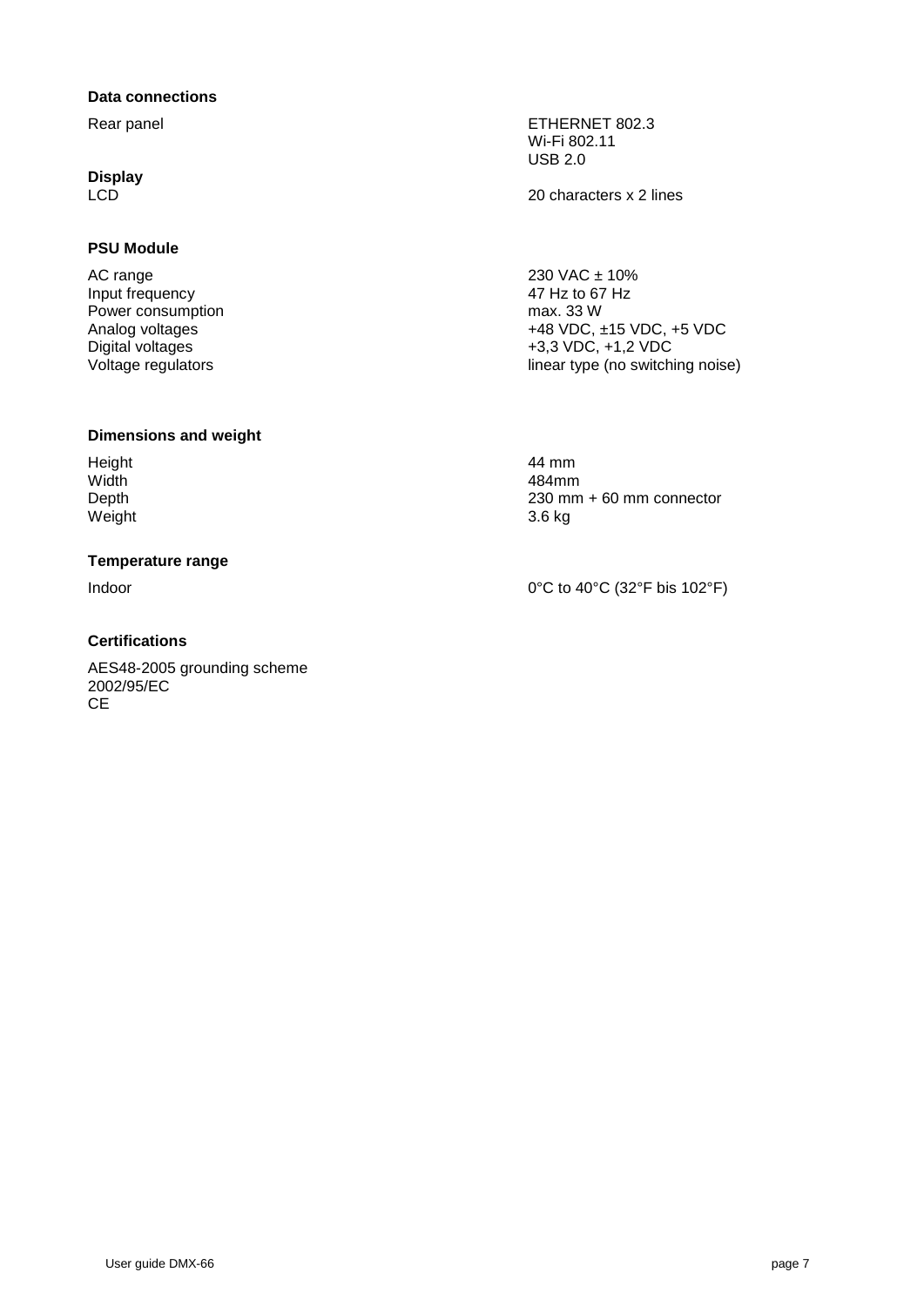**Data connections**

| | |
|---|---|
| Rear panel | ETHERNET 802.3<br>Wi-Fi 802.11<br>USB 2.0 |

**Display**

| | |
|---|---|
| LCD | 20 characters x 2 lines |

**PSU Module**

| | |
|---|---|
| AC range | 230 VAC ± 10% |
| Input frequency | 47 Hz to 67 Hz |
| Power consumption | max. 33 W |
| Analog voltages | +48 VDC, ±15 VDC, +5 VDC |
| Digital voltages | +3,3 VDC, +1,2 VDC |
| Voltage regulators | linear type (no switching noise) |

**Dimensions and weight**

| | |
|---|---|
| Height | 44 mm |
| Width | 484mm |
| Depth | 230 mm + 60 mm connector |
| Weight | 3.6 kg |

**Temperature range**

| | |
|---|---|
| Indoor | 0°C to 40°C (32°F bis 102°F) |

**Certifications**

AES48-2005 grounding scheme
2002/95/EC
CE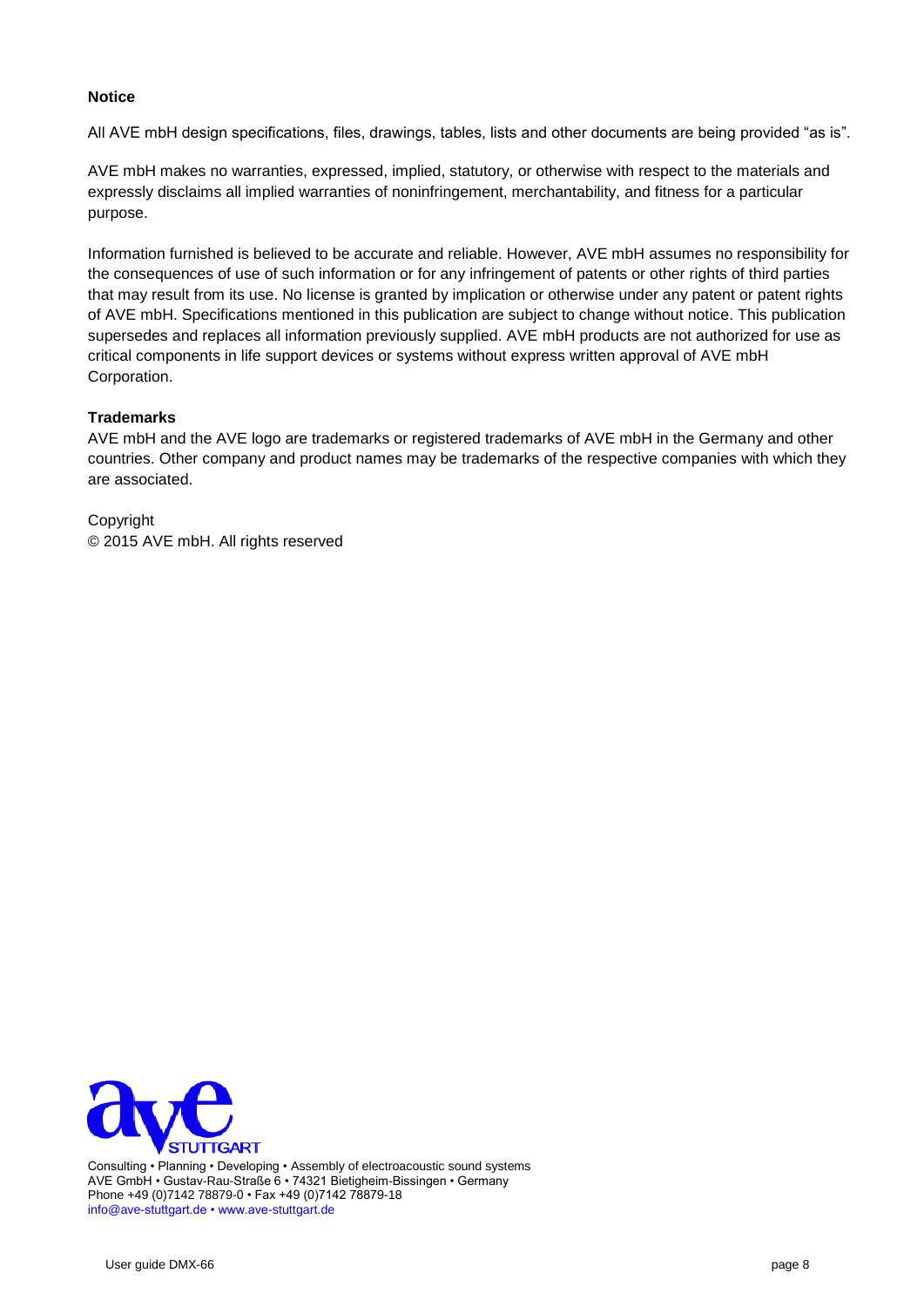**Notice**

All AVE mbH design specifications, files, drawings, tables, lists and other documents are being provided "as is".

AVE mbH makes no warranties, expressed, implied, statutory, or otherwise with respect to the materials and expressly disclaims all implied warranties of noninfringement, merchantability, and fitness for a particular purpose.

Information furnished is believed to be accurate and reliable. However, AVE mbH assumes no responsibility for the consequences of use of such information or for any infringement of patents or other rights of third parties that may result from its use. No license is granted by implication or otherwise under any patent or patent rights of AVE mbH. Specifications mentioned in this publication are subject to change without notice. This publication supersedes and replaces all information previously supplied. AVE mbH products are not authorized for use as critical components in life support devices or systems without express written approval of AVE mbH Corporation.

**Trademarks**

AVE mbH and the AVE logo are trademarks or registered trademarks of AVE mbH in the Germany and other countries. Other company and product names may be trademarks of the respective companies with which they are associated.

Copyright
© 2015 AVE mbH. All rights reserved

ave STUTTGART

Consulting • Planning • Developing • Assembly of electroacoustic sound systems
AVE GmbH • Gustav-Rau-Straße 6 • 74321 Bietigheim-Bissingen • Germany
Phone +49 (0)7142 78879-0 • Fax +49 (0)7142 78879-18
info@ave-stuttgart.de • www.ave-stuttgart.de